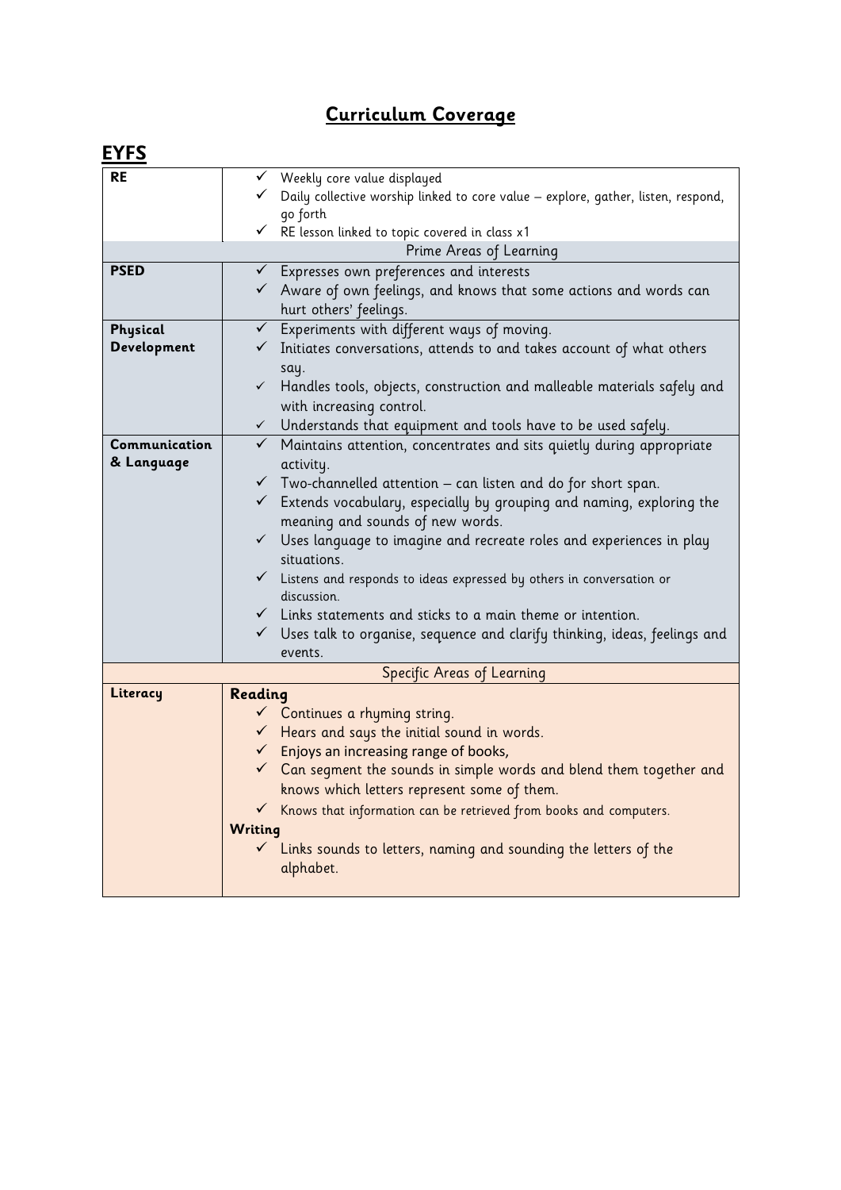# Curriculum Coverage

## EYFS

| | |
|---|---|
| **RE** | ✓ Weekly core value displayed<br>✓ Daily collective worship linked to core value – explore, gather, listen, respond, go forth<br>✓ RE lesson linked to topic covered in class x1 |
| Prime Areas of Learning | |
| **PSED** | ✓ Expresses own preferences and interests<br>✓ Aware of own feelings, and knows that some actions and words can hurt others' feelings. |
| **Physical Development** | ✓ Experiments with different ways of moving.<br>✓ Initiates conversations, attends to and takes account of what others say.<br>✓ Handles tools, objects, construction and malleable materials safely and with increasing control.<br>✓ Understands that equipment and tools have to be used safely. |
| **Communication & Language** | ✓ Maintains attention, concentrates and sits quietly during appropriate activity.<br>✓ Two-channelled attention – can listen and do for short span.<br>✓ Extends vocabulary, especially by grouping and naming, exploring the meaning and sounds of new words.<br>✓ Uses language to imagine and recreate roles and experiences in play situations.<br>✓ Listens and responds to ideas expressed by others in conversation or discussion.<br>✓ Links statements and sticks to a main theme or intention.<br>✓ Uses talk to organise, sequence and clarify thinking, ideas, feelings and events. |
| Specific Areas of Learning | |
| **Literacy** | **Reading**<br>✓ Continues a rhyming string.<br>✓ Hears and says the initial sound in words.<br>✓ Enjoys an increasing range of books,<br>✓ Can segment the sounds in simple words and blend them together and knows which letters represent some of them.<br>✓ Knows that information can be retrieved from books and computers.<br>**Writing**<br>✓ Links sounds to letters, naming and sounding the letters of the alphabet. |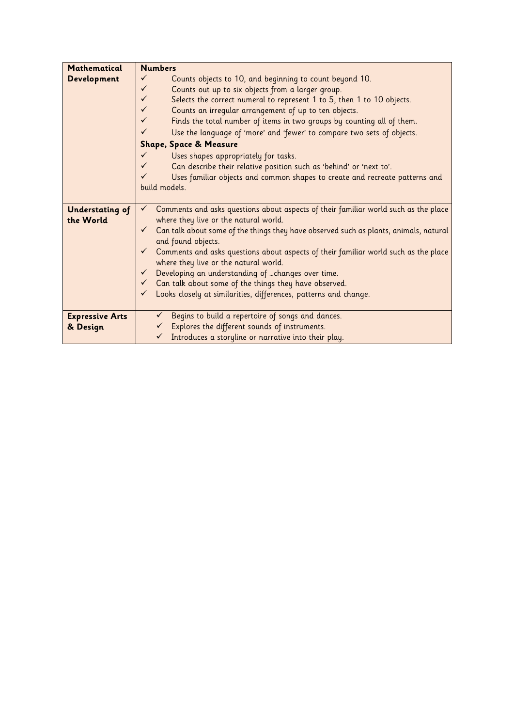| | |
|---|---|
| **Mathematical Development** | **Numbers**<br>✓ Counts objects to 10, and beginning to count beyond 10.<br>✓ Counts out up to six objects from a larger group.<br>✓ Selects the correct numeral to represent 1 to 5, then 1 to 10 objects.<br>✓ Counts an irregular arrangement of up to ten objects.<br>✓ Finds the total number of items in two groups by counting all of them.<br>✓ Use the language of 'more' and 'fewer' to compare two sets of objects.<br>**Shape, Space & Measure**<br>✓ Uses shapes appropriately for tasks.<br>✓ Can describe their relative position such as 'behind' or 'next to'.<br>✓ Uses familiar objects and common shapes to create and recreate patterns and build models. |
| **Understating of the World** | ✓ Comments and asks questions about aspects of their familiar world such as the place where they live or the natural world.<br>✓ Can talk about some of the things they have observed such as plants, animals, natural and found objects.<br>✓ Comments and asks questions about aspects of their familiar world such as the place where they live or the natural world.<br>✓ Developing an understanding of …changes over time.<br>✓ Can talk about some of the things they have observed.<br>✓ Looks closely at similarities, differences, patterns and change. |
| **Expressive Arts & Design** | ✓ Begins to build a repertoire of songs and dances.<br>✓ Explores the different sounds of instruments.<br>✓ Introduces a storyline or narrative into their play. |